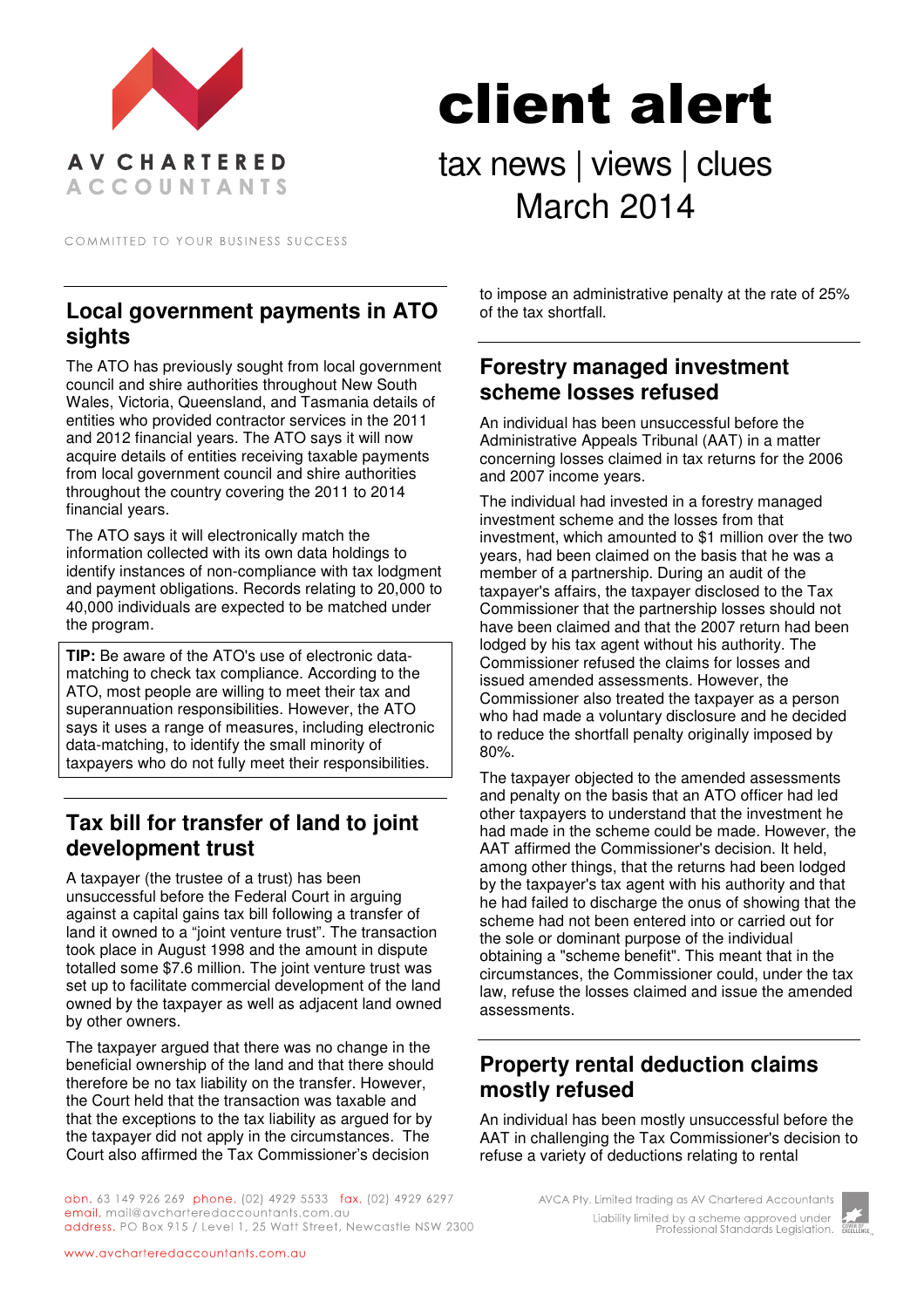AV CHARTERED ACCOUNTANTS

COMMITTED TO YOUR BUSINESS SUCCESS

# client alert

tax news | views | clues
March 2014

## Local government payments in ATO sights

The ATO has previously sought from local government council and shire authorities throughout New South Wales, Victoria, Queensland, and Tasmania details of entities who provided contractor services in the 2011 and 2012 financial years. The ATO says it will now acquire details of entities receiving taxable payments from local government council and shire authorities throughout the country covering the 2011 to 2014 financial years.

The ATO says it will electronically match the information collected with its own data holdings to identify instances of non-compliance with tax lodgment and payment obligations. Records relating to 20,000 to 40,000 individuals are expected to be matched under the program.

**TIP:** Be aware of the ATO's use of electronic data-matching to check tax compliance. According to the ATO, most people are willing to meet their tax and superannuation responsibilities. However, the ATO says it uses a range of measures, including electronic data-matching, to identify the small minority of taxpayers who do not fully meet their responsibilities.

## Tax bill for transfer of land to joint development trust

A taxpayer (the trustee of a trust) has been unsuccessful before the Federal Court in arguing against a capital gains tax bill following a transfer of land it owned to a "joint venture trust". The transaction took place in August 1998 and the amount in dispute totalled some $7.6 million. The joint venture trust was set up to facilitate commercial development of the land owned by the taxpayer as well as adjacent land owned by other owners.

The taxpayer argued that there was no change in the beneficial ownership of the land and that there should therefore be no tax liability on the transfer. However, the Court held that the transaction was taxable and that the exceptions to the tax liability as argued for by the taxpayer did not apply in the circumstances. The Court also affirmed the Tax Commissioner's decision to impose an administrative penalty at the rate of 25% of the tax shortfall.

## Forestry managed investment scheme losses refused

An individual has been unsuccessful before the Administrative Appeals Tribunal (AAT) in a matter concerning losses claimed in tax returns for the 2006 and 2007 income years.

The individual had invested in a forestry managed investment scheme and the losses from that investment, which amounted to $1 million over the two years, had been claimed on the basis that he was a member of a partnership. During an audit of the taxpayer's affairs, the taxpayer disclosed to the Tax Commissioner that the partnership losses should not have been claimed and that the 2007 return had been lodged by his tax agent without his authority. The Commissioner refused the claims for losses and issued amended assessments. However, the Commissioner also treated the taxpayer as a person who had made a voluntary disclosure and he decided to reduce the shortfall penalty originally imposed by 80%.

The taxpayer objected to the amended assessments and penalty on the basis that an ATO officer had led other taxpayers to understand that the investment he had made in the scheme could be made. However, the AAT affirmed the Commissioner's decision. It held, among other things, that the returns had been lodged by the taxpayer's tax agent with his authority and that he had failed to discharge the onus of showing that the scheme had not been entered into or carried out for the sole or dominant purpose of the individual obtaining a "scheme benefit". This meant that in the circumstances, the Commissioner could, under the tax law, refuse the losses claimed and issue the amended assessments.

## Property rental deduction claims mostly refused

An individual has been mostly unsuccessful before the AAT in challenging the Tax Commissioner's decision to refuse a variety of deductions relating to rental

abn. 63 149 926 269 phone. (02) 4929 5533 fax. (02) 4929 6297
email. mail@avcharteredaccountants.com.au
address. PO Box 915 / Level 1, 25 Watt Street, Newcastle NSW 2300

www.avcharteredaccountants.com.au

AVCA Pty. Limited trading as AV Chartered Accountants
Liability limited by a scheme approved under Professional Standards Legislation.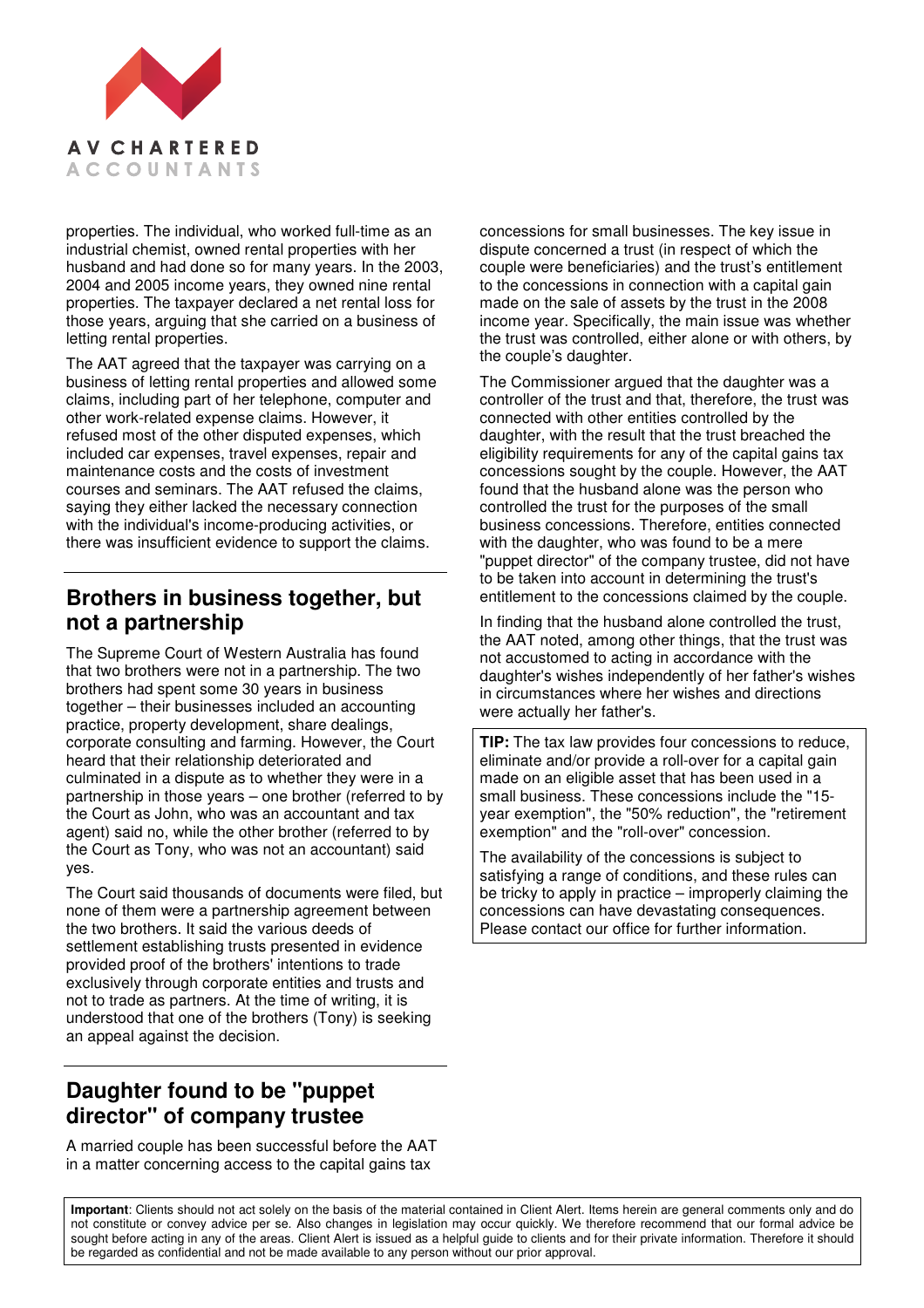properties. The individual, who worked full-time as an industrial chemist, owned rental properties with her husband and had done so for many years. In the 2003, 2004 and 2005 income years, they owned nine rental properties. The taxpayer declared a net rental loss for those years, arguing that she carried on a business of letting rental properties.

The AAT agreed that the taxpayer was carrying on a business of letting rental properties and allowed some claims, including part of her telephone, computer and other work-related expense claims. However, it refused most of the other disputed expenses, which included car expenses, travel expenses, repair and maintenance costs and the costs of investment courses and seminars. The AAT refused the claims, saying they either lacked the necessary connection with the individual's income-producing activities, or there was insufficient evidence to support the claims.

## Brothers in business together, but not a partnership

The Supreme Court of Western Australia has found that two brothers were not in a partnership. The two brothers had spent some 30 years in business together – their businesses included an accounting practice, property development, share dealings, corporate consulting and farming. However, the Court heard that their relationship deteriorated and culminated in a dispute as to whether they were in a partnership in those years – one brother (referred to by the Court as John, who was an accountant and tax agent) said no, while the other brother (referred to by the Court as Tony, who was not an accountant) said yes.

The Court said thousands of documents were filed, but none of them were a partnership agreement between the two brothers. It said the various deeds of settlement establishing trusts presented in evidence provided proof of the brothers' intentions to trade exclusively through corporate entities and trusts and not to trade as partners. At the time of writing, it is understood that one of the brothers (Tony) is seeking an appeal against the decision.

## Daughter found to be "puppet director" of company trustee

A married couple has been successful before the AAT in a matter concerning access to the capital gains tax concessions for small businesses. The key issue in dispute concerned a trust (in respect of which the couple were beneficiaries) and the trust's entitlement to the concessions in connection with a capital gain made on the sale of assets by the trust in the 2008 income year. Specifically, the main issue was whether the trust was controlled, either alone or with others, by the couple's daughter.

The Commissioner argued that the daughter was a controller of the trust and that, therefore, the trust was connected with other entities controlled by the daughter, with the result that the trust breached the eligibility requirements for any of the capital gains tax concessions sought by the couple. However, the AAT found that the husband alone was the person who controlled the trust for the purposes of the small business concessions. Therefore, entities connected with the daughter, who was found to be a mere "puppet director" of the company trustee, did not have to be taken into account in determining the trust's entitlement to the concessions claimed by the couple.

In finding that the husband alone controlled the trust, the AAT noted, among other things, that the trust was not accustomed to acting in accordance with the daughter's wishes independently of her father's wishes in circumstances where her wishes and directions were actually her father's.

**TIP:** The tax law provides four concessions to reduce, eliminate and/or provide a roll-over for a capital gain made on an eligible asset that has been used in a small business. These concessions include the "15-year exemption", the "50% reduction", the "retirement exemption" and the "roll-over" concession.

The availability of the concessions is subject to satisfying a range of conditions, and these rules can be tricky to apply in practice – improperly claiming the concessions can have devastating consequences. Please contact our office for further information.

**Important**: Clients should not act solely on the basis of the material contained in Client Alert. Items herein are general comments only and do not constitute or convey advice per se. Also changes in legislation may occur quickly. We therefore recommend that our formal advice be sought before acting in any of the areas. Client Alert is issued as a helpful guide to clients and for their private information. Therefore it should be regarded as confidential and not be made available to any person without our prior approval.